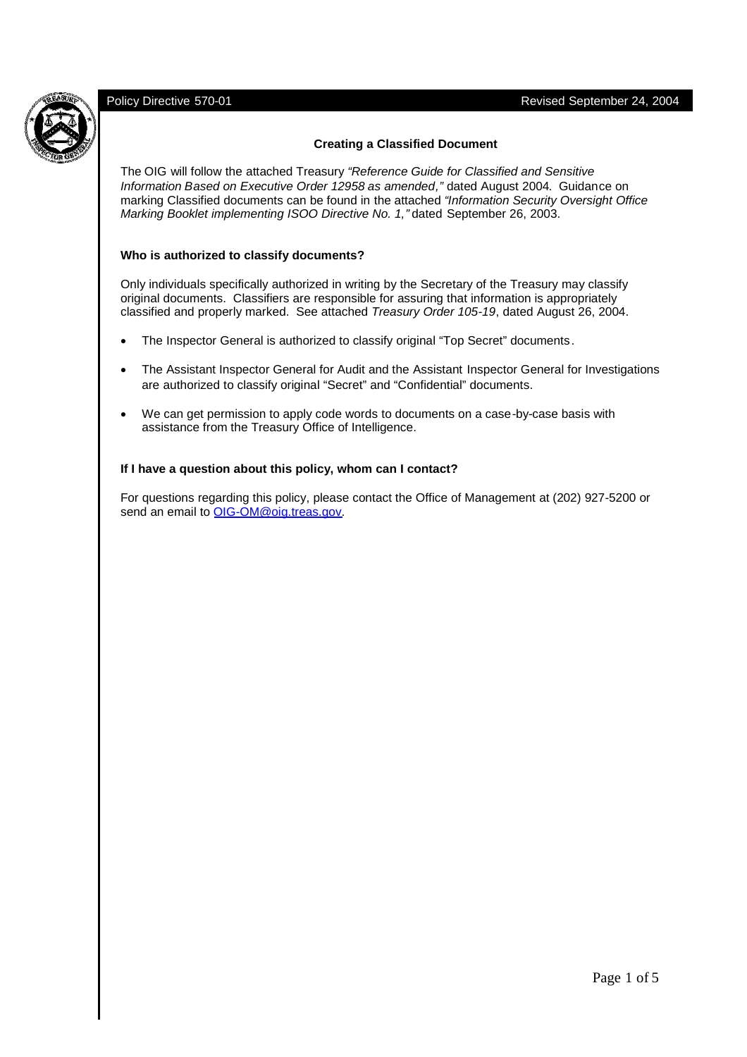Policy Directive 570-01 | Revised September 24, 2004

## Creating a Classified Document

The OIG will follow the attached Treasury *"Reference Guide for Classified and Sensitive Information Based on Executive Order 12958 as amended,"* dated August 2004. Guidance on marking Classified documents can be found in the attached *"Information Security Oversight Office Marking Booklet implementing ISOO Directive No. 1,"* dated September 26, 2003.

### Who is authorized to classify documents?

Only individuals specifically authorized in writing by the Secretary of the Treasury may classify original documents. Classifiers are responsible for assuring that information is appropriately classified and properly marked. See attached *Treasury Order 105-19*, dated August 26, 2004.

- The Inspector General is authorized to classify original "Top Secret" documents.
- The Assistant Inspector General for Audit and the Assistant Inspector General for Investigations are authorized to classify original "Secret" and "Confidential" documents.
- We can get permission to apply code words to documents on a case-by-case basis with assistance from the Treasury Office of Intelligence.

### If I have a question about this policy, whom can I contact?

For questions regarding this policy, please contact the Office of Management at (202) 927-5200 or send an email to [OIG-OM@oig.treas.gov](mailto:OIG-OM@oig.treas.gov).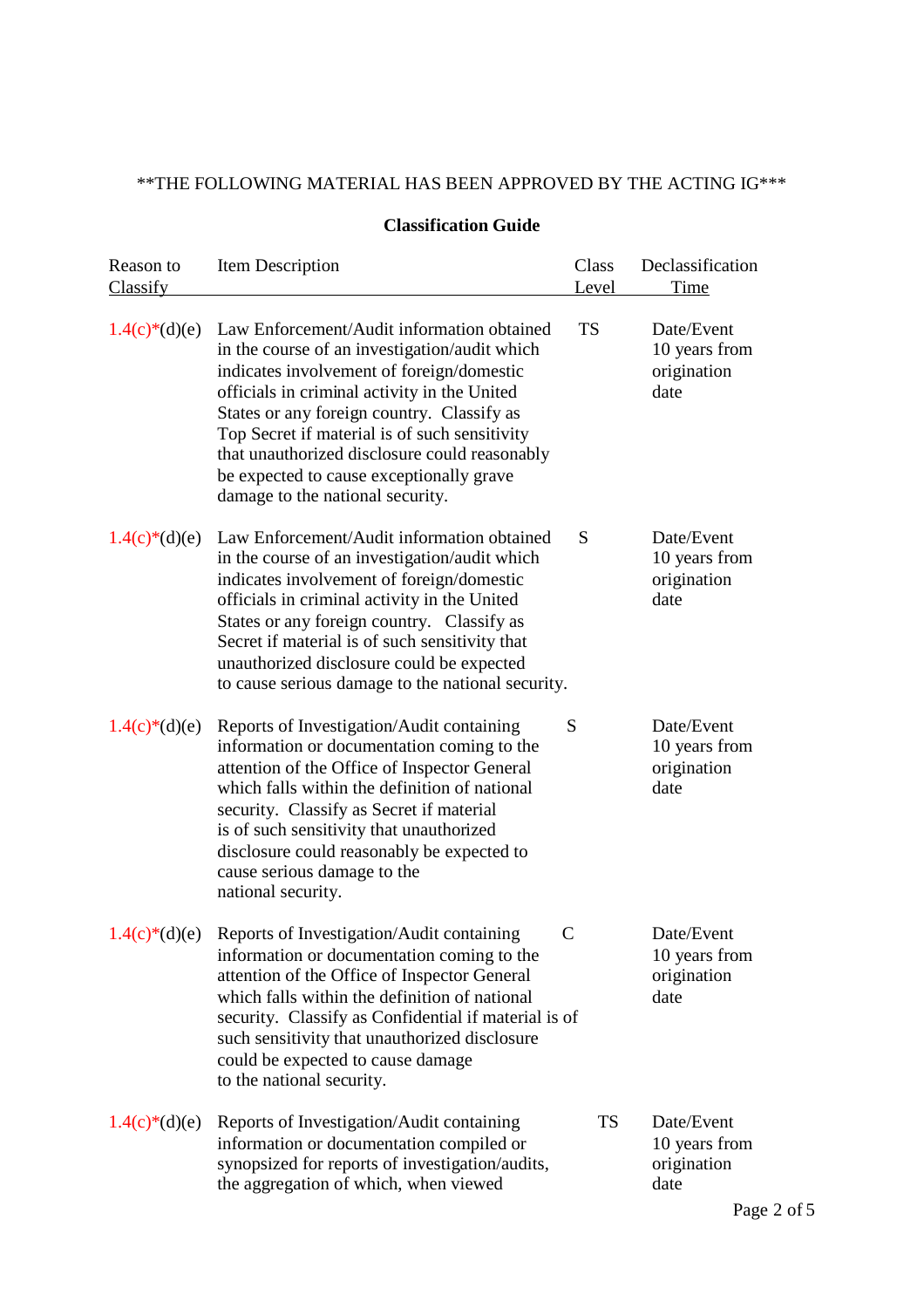**THE FOLLOWING MATERIAL HAS BEEN APPROVED BY THE ACTING IG***

**Classification Guide**

| Reason to Classify | Item Description | Class Level | Declassification Time |
|---|---|---|---|
| 1.4(c)*(d)(e) | Law Enforcement/Audit information obtained in the course of an investigation/audit which indicates involvement of foreign/domestic officials in criminal activity in the United States or any foreign country. Classify as Top Secret if material is of such sensitivity that unauthorized disclosure could reasonably be expected to cause exceptionally grave damage to the national security. | TS | Date/Event 10 years from origination date |
| 1.4(c)*(d)(e) | Law Enforcement/Audit information obtained in the course of an investigation/audit which indicates involvement of foreign/domestic officials in criminal activity in the United States or any foreign country. Classify as Secret if material is of such sensitivity that unauthorized disclosure could be expected to cause serious damage to the national security. | S | Date/Event 10 years from origination date |
| 1.4(c)*(d)(e) | Reports of Investigation/Audit containing information or documentation coming to the attention of the Office of Inspector General which falls within the definition of national security. Classify as Secret if material is of such sensitivity that unauthorized disclosure could reasonably be expected to cause serious damage to the national security. | S | Date/Event 10 years from origination date |
| 1.4(c)*(d)(e) | Reports of Investigation/Audit containing information or documentation coming to the attention of the Office of Inspector General which falls within the definition of national security. Classify as Confidential if material is of such sensitivity that unauthorized disclosure could be expected to cause damage to the national security. | C | Date/Event 10 years from origination date |
| 1.4(c)*(d)(e) | Reports of Investigation/Audit containing information or documentation compiled or synopsized for reports of investigation/audits, the aggregation of which, when viewed | TS | Date/Event 10 years from origination date |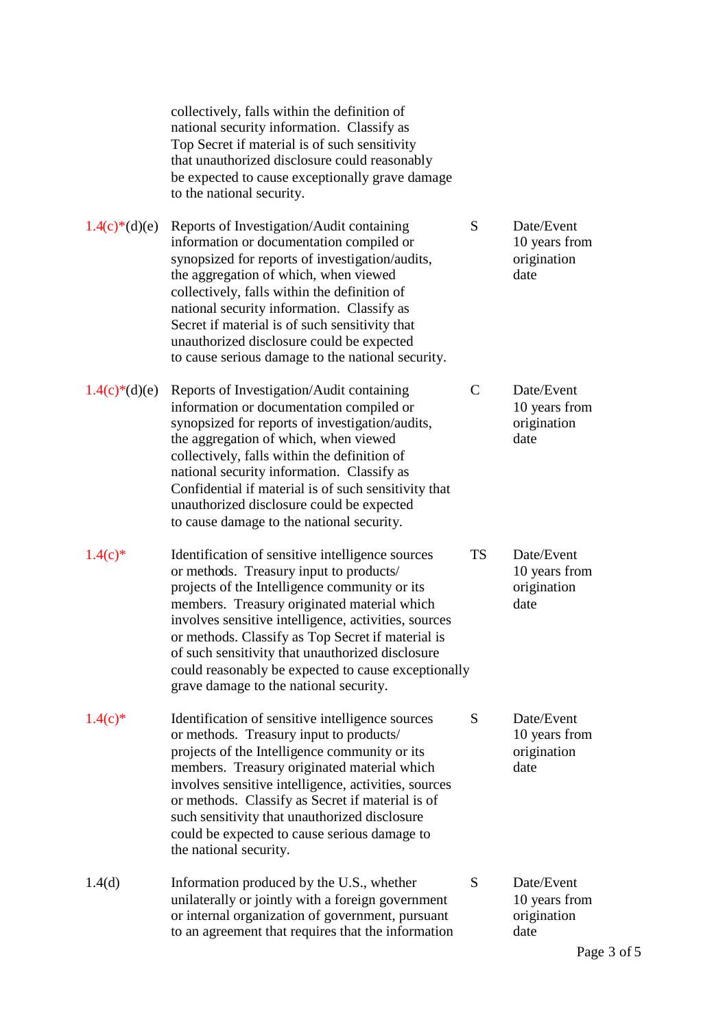| | | | |
|---|---|---|---|
| | collectively, falls within the definition of national security information. Classify as Top Secret if material is of such sensitivity that unauthorized disclosure could reasonably be expected to cause exceptionally grave damage to the national security. | | |
| 1.4(c)*(d)(e) | Reports of Investigation/Audit containing information or documentation compiled or synopsized for reports of investigation/audits, the aggregation of which, when viewed collectively, falls within the definition of national security information. Classify as Secret if material is of such sensitivity that unauthorized disclosure could be expected to cause serious damage to the national security. | S | Date/Event 10 years from origination date |
| 1.4(c)*(d)(e) | Reports of Investigation/Audit containing information or documentation compiled or synopsized for reports of investigation/audits, the aggregation of which, when viewed collectively, falls within the definition of national security information. Classify as Confidential if material is of such sensitivity that unauthorized disclosure could be expected to cause damage to the national security. | C | Date/Event 10 years from origination date |
| 1.4(c)* | Identification of sensitive intelligence sources or methods. Treasury input to products/ projects of the Intelligence community or its members. Treasury originated material which involves sensitive intelligence, activities, sources or methods. Classify as Top Secret if material is of such sensitivity that unauthorized disclosure could reasonably be expected to cause exceptionally grave damage to the national security. | TS | Date/Event 10 years from origination date |
| 1.4(c)* | Identification of sensitive intelligence sources or methods. Treasury input to products/ projects of the Intelligence community or its members. Treasury originated material which involves sensitive intelligence, activities, sources or methods. Classify as Secret if material is of such sensitivity that unauthorized disclosure could be expected to cause serious damage to the national security. | S | Date/Event 10 years from origination date |
| 1.4(d) | Information produced by the U.S., whether unilaterally or jointly with a foreign government or internal organization of government, pursuant to an agreement that requires that the information | S | Date/Event 10 years from origination date |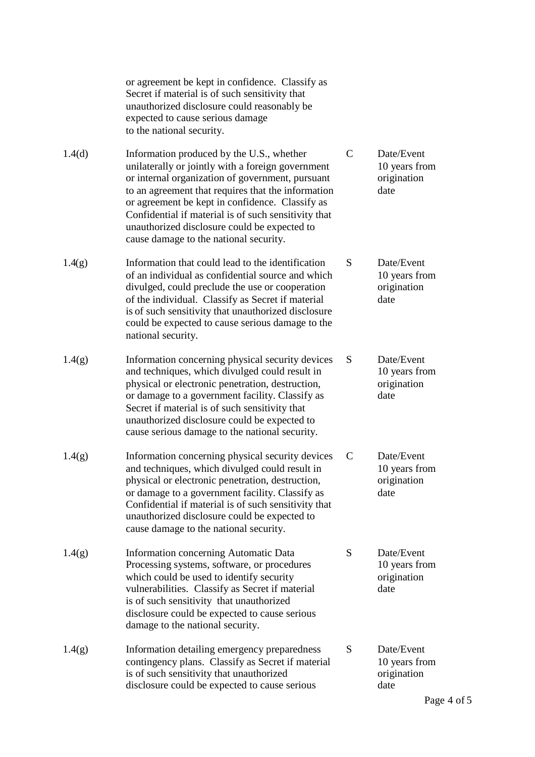| | | | |
|---|---|---|---|
| | or agreement be kept in confidence. Classify as Secret if material is of such sensitivity that unauthorized disclosure could reasonably be expected to cause serious damage to the national security. | | |
| 1.4(d) | Information produced by the U.S., whether unilaterally or jointly with a foreign government or internal organization of government, pursuant to an agreement that requires that the information or agreement be kept in confidence. Classify as Confidential if material is of such sensitivity that unauthorized disclosure could be expected to cause damage to the national security. | C | Date/Event 10 years from origination date |
| 1.4(g) | Information that could lead to the identification of an individual as confidential source and which divulged, could preclude the use or cooperation of the individual. Classify as Secret if material is of such sensitivity that unauthorized disclosure could be expected to cause serious damage to the national security. | S | Date/Event 10 years from origination date |
| 1.4(g) | Information concerning physical security devices and techniques, which divulged could result in physical or electronic penetration, destruction, or damage to a government facility. Classify as Secret if material is of such sensitivity that unauthorized disclosure could be expected to cause serious damage to the national security. | S | Date/Event 10 years from origination date |
| 1.4(g) | Information concerning physical security devices and techniques, which divulged could result in physical or electronic penetration, destruction, or damage to a government facility. Classify as Confidential if material is of such sensitivity that unauthorized disclosure could be expected to cause damage to the national security. | C | Date/Event 10 years from origination date |
| 1.4(g) | Information concerning Automatic Data Processing systems, software, or procedures which could be used to identify security vulnerabilities. Classify as Secret if material is of such sensitivity that unauthorized disclosure could be expected to cause serious damage to the national security. | S | Date/Event 10 years from origination date |
| 1.4(g) | Information detailing emergency preparedness contingency plans. Classify as Secret if material is of such sensitivity that unauthorized disclosure could be expected to cause serious | S | Date/Event 10 years from origination date |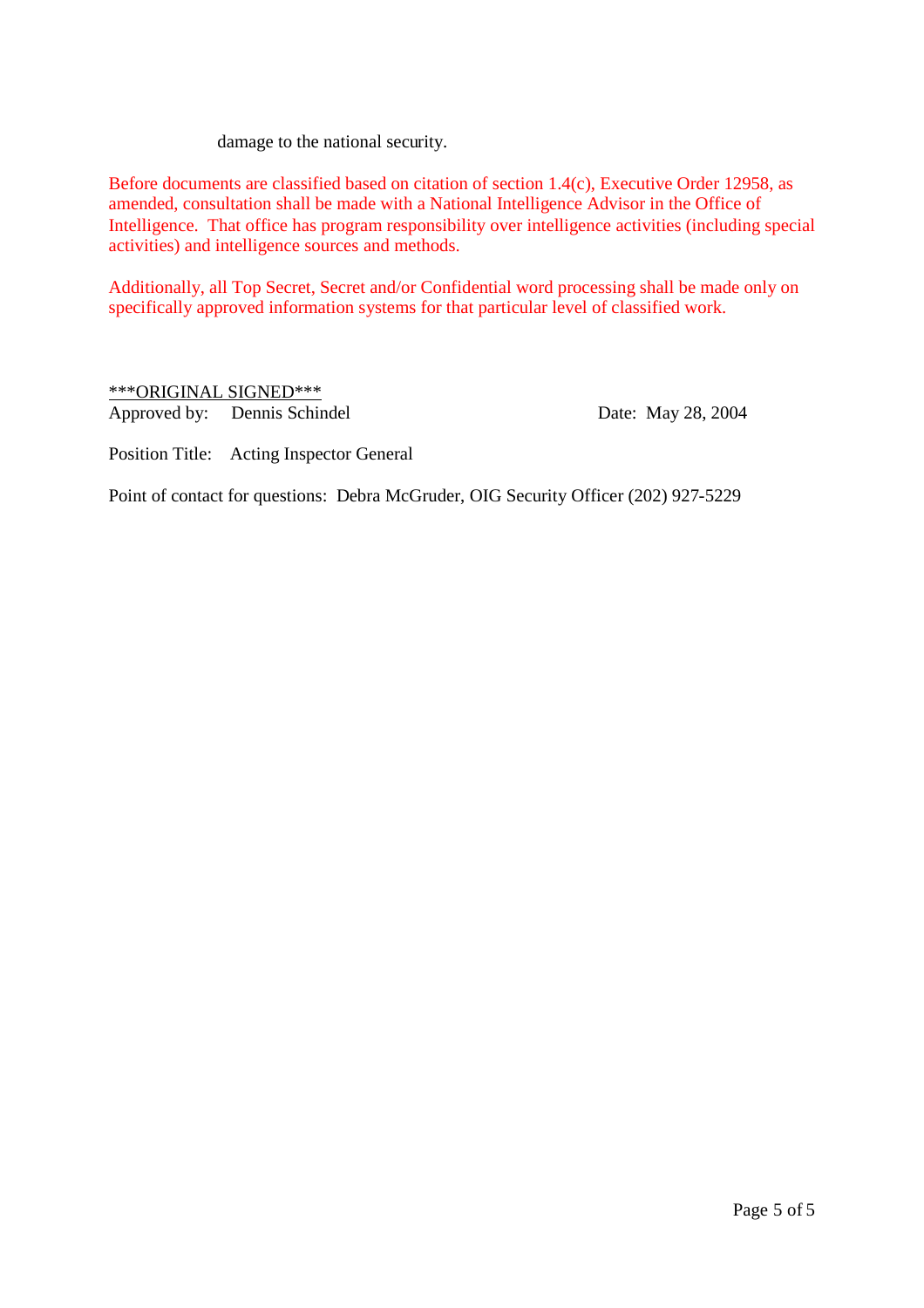damage to the national security.

Before documents are classified based on citation of section 1.4(c), Executive Order 12958, as amended, consultation shall be made with a National Intelligence Advisor in the Office of Intelligence. That office has program responsibility over intelligence activities (including special activities) and intelligence sources and methods.

Additionally, all Top Secret, Secret and/or Confidential word processing shall be made only on specifically approved information systems for that particular level of classified work.

***ORIGINAL SIGNED***

Approved by: Dennis Schindel Date: May 28, 2004

Position Title: Acting Inspector General

Point of contact for questions: Debra McGruder, OIG Security Officer (202) 927-5229